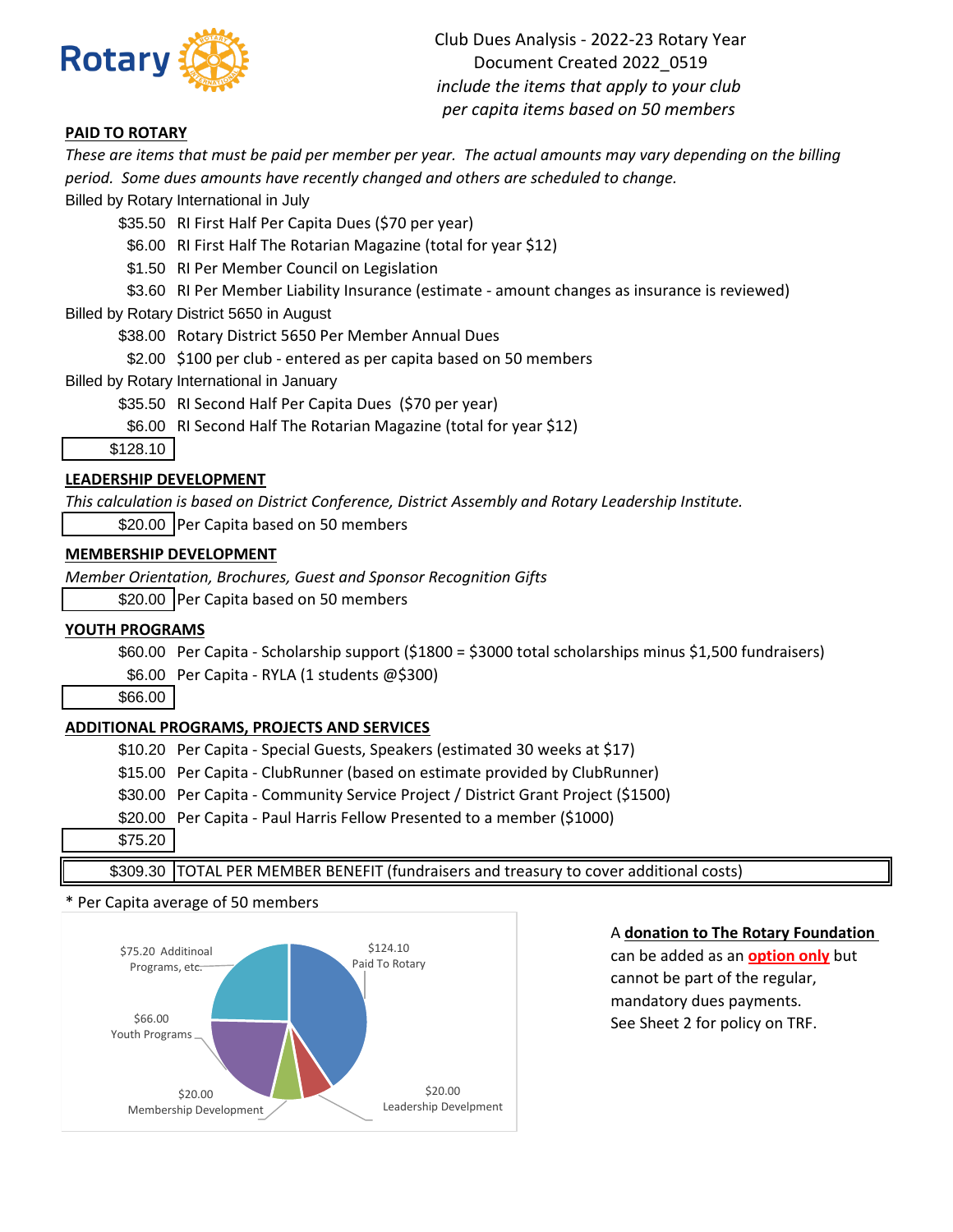Rotary

Club Dues Analysis - 2022-23 Rotary Year
Document Created 2022_0519
*include the items that apply to your club*
*per capita items based on 50 members*

**PAID TO ROTARY**

*These are items that must be paid per member per year. The actual amounts may vary depending on the billing period. Some dues amounts have recently changed and others are scheduled to change.*

Billed by Rotary International in July

| | |
|---|---|
| $35.50 | RI First Half Per Capita Dues ($70 per year) |
| $6.00 | RI First Half The Rotarian Magazine (total for year $12) |
| $1.50 | RI Per Member Council on Legislation |
| $3.60 | RI Per Member Liability Insurance (estimate - amount changes as insurance is reviewed) |

Billed by Rotary District 5650 in August

| | |
|---|---|
| $38.00 | Rotary District 5650 Per Member Annual Dues |
| $2.00 | $100 per club - entered as per capita based on 50 members |

Billed by Rotary International in January

| | |
|---|---|
| $35.50 | RI Second Half Per Capita Dues ($70 per year) |
| $6.00 | RI Second Half The Rotarian Magazine (total for year $12) |
| $128.10 | |

**LEADERSHIP DEVELOPMENT**

*This calculation is based on District Conference, District Assembly and Rotary Leadership Institute.*

| | |
|---|---|
| $20.00 | Per Capita based on 50 members |

**MEMBERSHIP DEVELOPMENT**

*Member Orientation, Brochures, Guest and Sponsor Recognition Gifts*

| | |
|---|---|
| $20.00 | Per Capita based on 50 members |

**YOUTH PROGRAMS**

| | |
|---|---|
| $60.00 | Per Capita - Scholarship support ($1800 = $3000 total scholarships minus $1,500 fundraisers) |
| $6.00 | Per Capita - RYLA (1 students @$300) |
| $66.00 | |

**ADDITIONAL PROGRAMS, PROJECTS AND SERVICES**

| | |
|---|---|
| $10.20 | Per Capita - Special Guests, Speakers (estimated 30 weeks at $17) |
| $15.00 | Per Capita - ClubRunner (based on estimate provided by ClubRunner) |
| $30.00 | Per Capita - Community Service Project / District Grant Project ($1500) |
| $20.00 | Per Capita - Paul Harris Fellow Presented to a member ($1000) |
| $75.20 | |

| | |
|---|---|
| $309.30 | TOTAL PER MEMBER BENEFIT (fundraisers and treasury to cover additional costs) |

\* Per Capita average of 50 members

$124.10 Paid To Rotary
$20.00 Leadership Develpment
$20.00 Membership Development
$66.00 Youth Programs
$75.20 Additinoal Programs, etc.

A **donation to The Rotary Foundation** can be added as an **option only** but cannot be part of the regular, mandatory dues payments. See Sheet 2 for policy on TRF.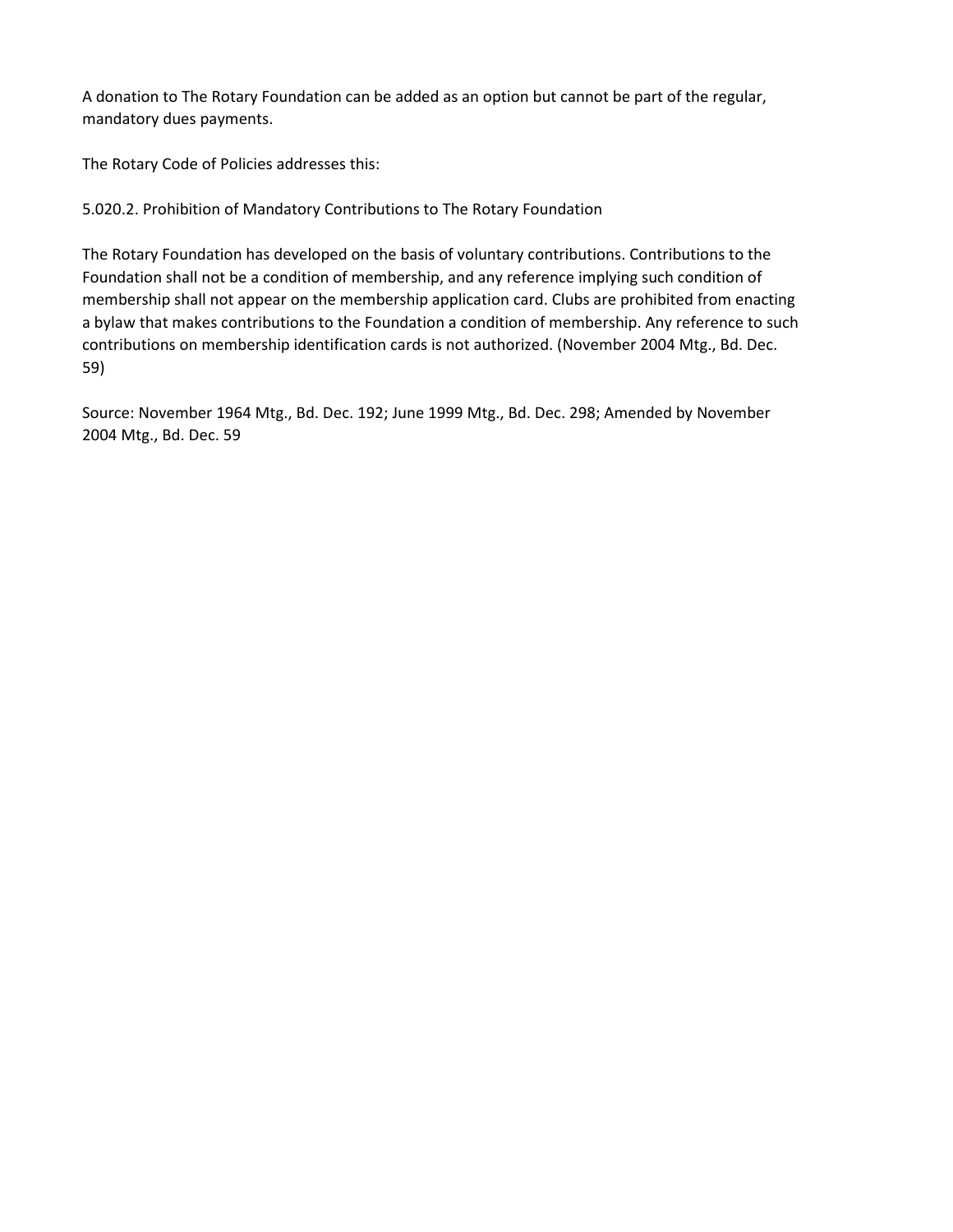A donation to The Rotary Foundation can be added as an option but cannot be part of the regular, mandatory dues payments.

The Rotary Code of Policies addresses this:

5.020.2. Prohibition of Mandatory Contributions to The Rotary Foundation

The Rotary Foundation has developed on the basis of voluntary contributions. Contributions to the Foundation shall not be a condition of membership, and any reference implying such condition of membership shall not appear on the membership application card. Clubs are prohibited from enacting a bylaw that makes contributions to the Foundation a condition of membership. Any reference to such contributions on membership identification cards is not authorized. (November 2004 Mtg., Bd. Dec. 59)

Source: November 1964 Mtg., Bd. Dec. 192; June 1999 Mtg., Bd. Dec. 298; Amended by November 2004 Mtg., Bd. Dec. 59